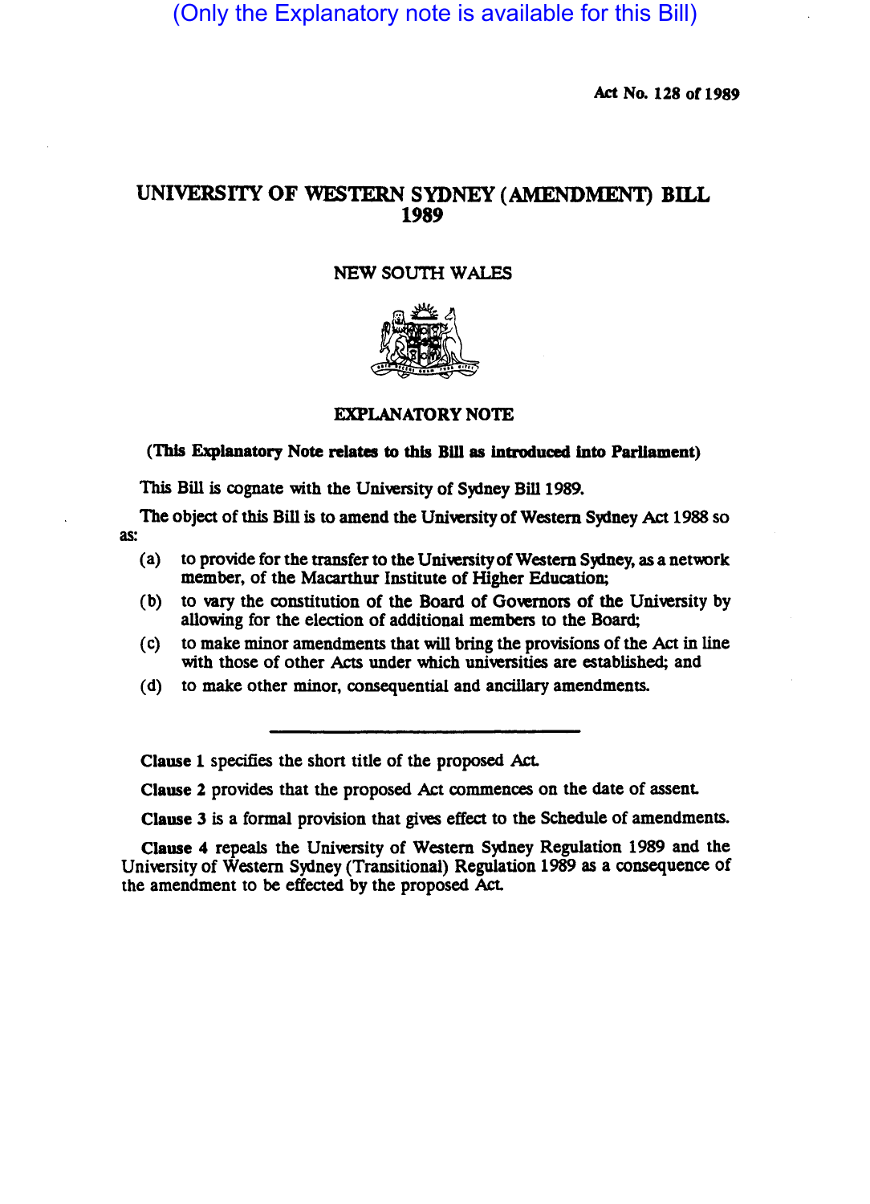(Only the Explanatory note is available for this Bill)

Act No. 128 of 1989

# UNIVERSITY OF WESTERN SYDNEY (AMENDMENT) BILL 1989

NEW SOUTH WALES

## EXPLANATORY NOTE

**(This Explanatory Note relates to this Bill as introduced into Parliament)**

This Bill is cognate with the University of Sydney Bill 1989.

The object of this Bill is to amend the University of Western Sydney Act 1988 so as:

(a) to provide for the transfer to the University of Western Sydney, as a network member, of the Macarthur Institute of Higher Education;

(b) to vary the constitution of the Board of Governors of the University by allowing for the election of additional members to the Board;

(c) to make minor amendments that will bring the provisions of the Act in line with those of other Acts under which universities are established; and

(d) to make other minor, consequential and ancillary amendments.

---

**Clause 1** specifies the short title of the proposed Act.

**Clause 2** provides that the proposed Act commences on the date of assent.

**Clause 3** is a formal provision that gives effect to the Schedule of amendments.

**Clause 4** repeals the University of Western Sydney Regulation 1989 and the University of Western Sydney (Transitional) Regulation 1989 as a consequence of the amendment to be effected by the proposed Act.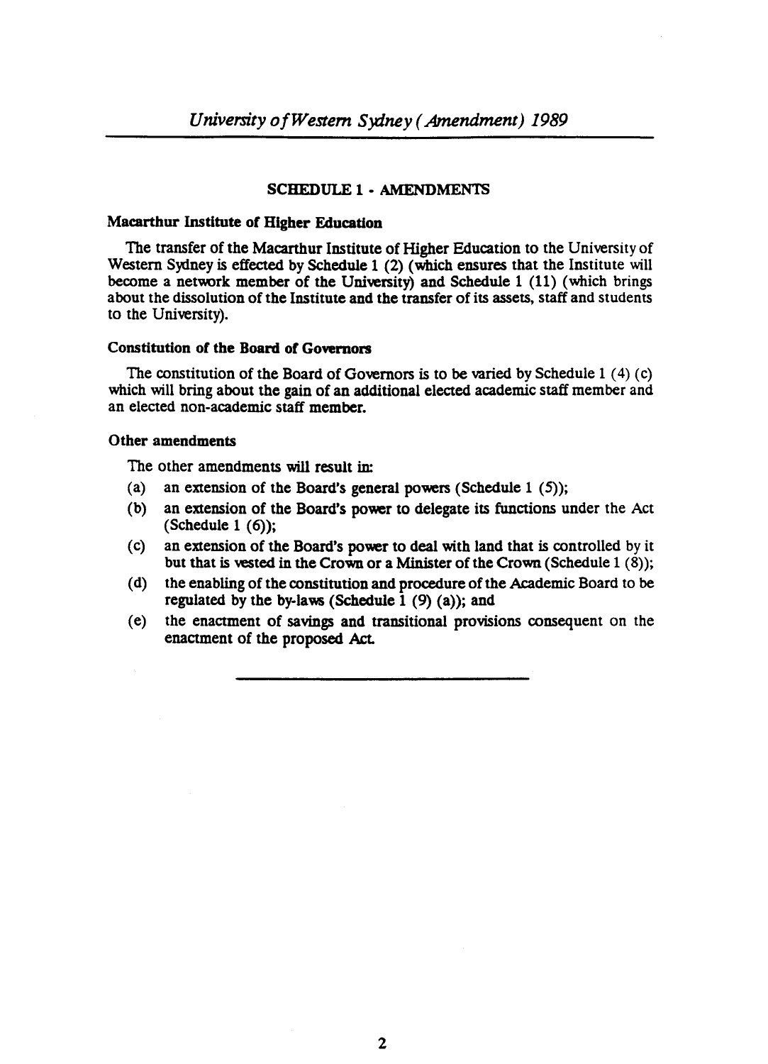## SCHEDULE 1 - AMENDMENTS

### Macarthur Institute of Higher Education

The transfer of the Macarthur Institute of Higher Education to the University of Western Sydney is effected by Schedule 1 (2) (which ensures that the Institute will become a network member of the University) and Schedule 1 (11) (which brings about the dissolution of the Institute and the transfer of its assets, staff and students to the University).

### Constitution of the Board of Governors

The constitution of the Board of Governors is to be varied by Schedule 1 (4) (c) which will bring about the gain of an additional elected academic staff member and an elected non-academic staff member.

### Other amendments

The other amendments will result in:

(a) an extension of the Board's general powers (Schedule 1 (5));

(b) an extension of the Board's power to delegate its functions under the Act (Schedule 1 (6));

(c) an extension of the Board's power to deal with land that is controlled by it but that is vested in the Crown or a Minister of the Crown (Schedule 1 (8));

(d) the enabling of the constitution and procedure of the Academic Board to be regulated by the by-laws (Schedule 1 (9) (a)); and

(e) the enactment of savings and transitional provisions consequent on the enactment of the proposed Act.